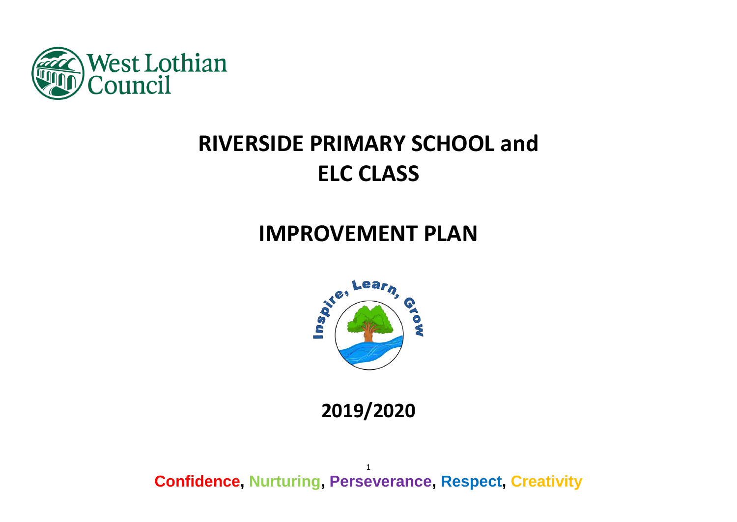West Lothian Council

# RIVERSIDE PRIMARY SCHOOL and ELC CLASS

# IMPROVEMENT PLAN

Inspire, Learn, Grow

## 2019/2020

**Confidence, Nurturing, Perseverance, Respect, Creativity**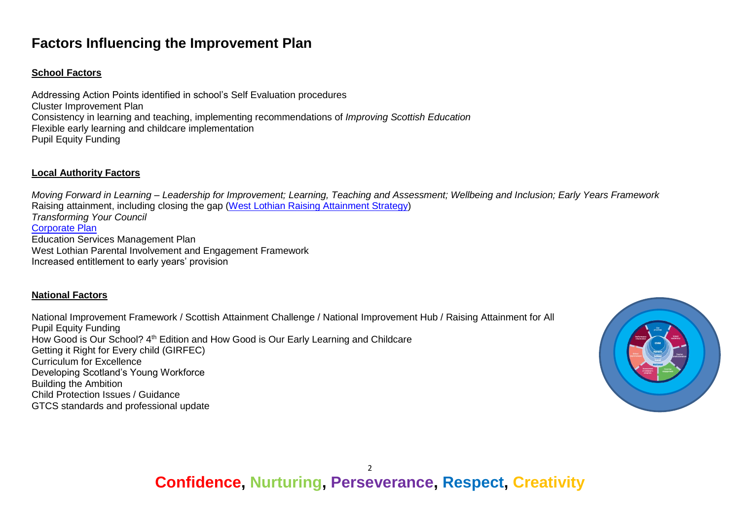# Factors Influencing the Improvement Plan

**School Factors**

Addressing Action Points identified in school's Self Evaluation procedures
Cluster Improvement Plan
Consistency in learning and teaching, implementing recommendations of *Improving Scottish Education*
Flexible early learning and childcare implementation
Pupil Equity Funding

**Local Authority Factors**

*Moving Forward in Learning – Leadership for Improvement; Learning, Teaching and Assessment; Wellbeing and Inclusion; Early Years Framework*
Raising attainment, including closing the gap (West Lothian Raising Attainment Strategy)
*Transforming Your Council*
Corporate Plan
Education Services Management Plan
West Lothian Parental Involvement and Engagement Framework
Increased entitlement to early years' provision

**National Factors**

National Improvement Framework / Scottish Attainment Challenge / National Improvement Hub / Raising Attainment for All
Pupil Equity Funding
How Good is Our School? 4th Edition and How Good is Our Early Learning and Childcare
Getting it Right for Every child (GIRFEC)
Curriculum for Excellence
Developing Scotland's Young Workforce
Building the Ambition
Child Protection Issues / Guidance
GTCS standards and professional update

**Confidence, Nurturing, Perseverance, Respect, Creativity**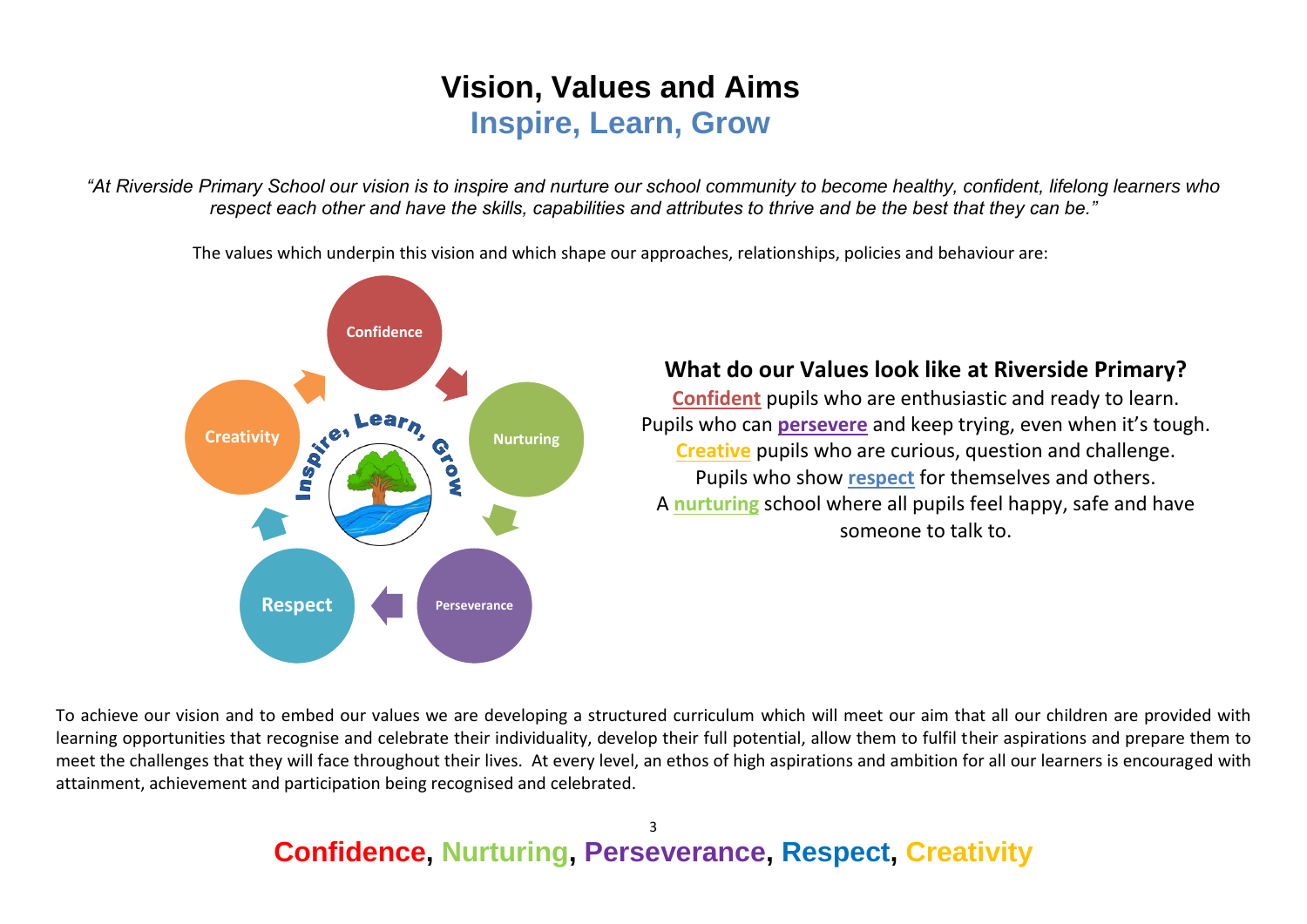# Vision, Values and Aims

## Inspire, Learn, Grow

*"At Riverside Primary School our vision is to inspire and nurture our school community to become healthy, confident, lifelong learners who respect each other and have the skills, capabilities and attributes to thrive and be the best that they can be."*

The values which underpin this vision and which shape our approaches, relationships, policies and behaviour are:

Confidence → Nurturing → Perseverance → Respect → Creativity

Inspire, Learn, Grow

### What do our Values look like at Riverside Primary?

**Confident** pupils who are enthusiastic and ready to learn.
Pupils who can **persevere** and keep trying, even when it's tough.
**Creative** pupils who are curious, question and challenge.
Pupils who show **respect** for themselves and others.
A **nurturing** school where all pupils feel happy, safe and have someone to talk to.

To achieve our vision and to embed our values we are developing a structured curriculum which will meet our aim that all our children are provided with learning opportunities that recognise and celebrate their individuality, develop their full potential, allow them to fulfil their aspirations and prepare them to meet the challenges that they will face throughout their lives. At every level, an ethos of high aspirations and ambition for all our learners is encouraged with attainment, achievement and participation being recognised and celebrated.

**Confidence, Nurturing, Perseverance, Respect, Creativity**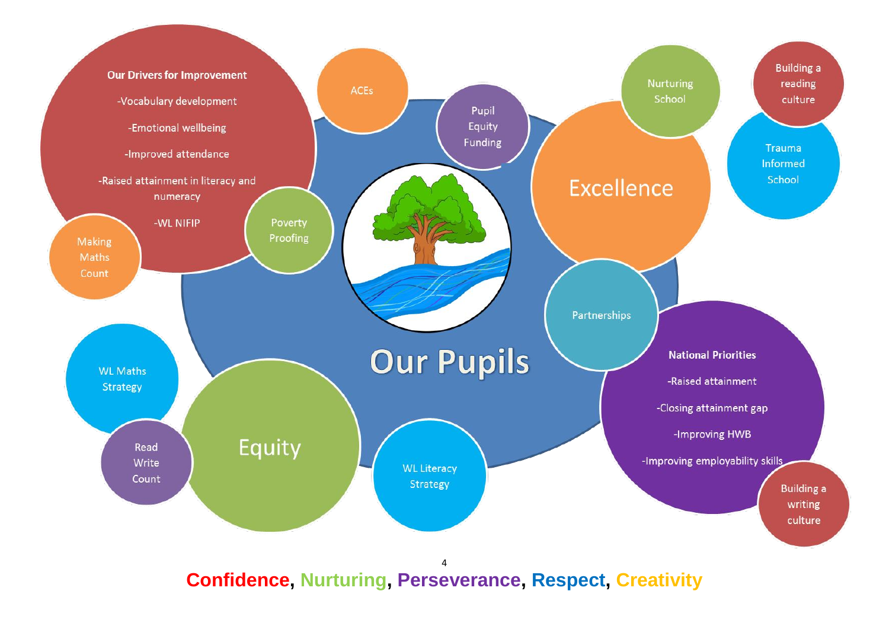**Our Drivers for Improvement**

- Vocabulary development
- Emotional wellbeing
- Improved attendance
- Raised attainment in literacy and numeracy
- WL NIFIP

ACEs

Pupil Equity Funding

Nurturing School

Building a reading culture

Trauma Informed School

Excellence

Poverty Proofing

Making Maths Count

Partnerships

# Our Pupils

**National Priorities**

- Raised attainment
- Closing attainment gap
- Improving HWB
- Improving employability skills

WL Maths Strategy

Read Write Count

Equity

WL Literacy Strategy

Building a writing culture

**Confidence, Nurturing, Perseverance, Respect, Creativity**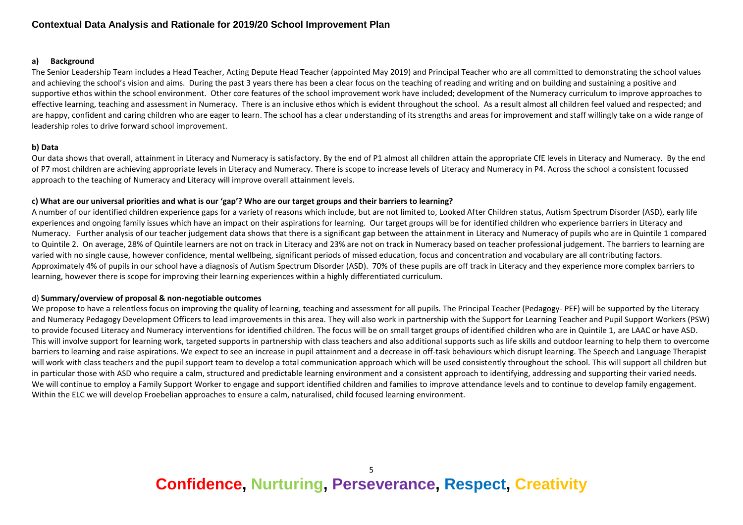# Contextual Data Analysis and Rationale for 2019/20 School Improvement Plan

## a) Background

The Senior Leadership Team includes a Head Teacher, Acting Depute Head Teacher (appointed May 2019) and Principal Teacher who are all committed to demonstrating the school values and achieving the school's vision and aims. During the past 3 years there has been a clear focus on the teaching of reading and writing and on building and sustaining a positive and supportive ethos within the school environment. Other core features of the school improvement work have included; development of the Numeracy curriculum to improve approaches to effective learning, teaching and assessment in Numeracy. There is an inclusive ethos which is evident throughout the school. As a result almost all children feel valued and respected; and are happy, confident and caring children who are eager to learn. The school has a clear understanding of its strengths and areas for improvement and staff willingly take on a wide range of leadership roles to drive forward school improvement.

## b) Data

Our data shows that overall, attainment in Literacy and Numeracy is satisfactory. By the end of P1 almost all children attain the appropriate CfE levels in Literacy and Numeracy. By the end of P7 most children are achieving appropriate levels in Literacy and Numeracy. There is scope to increase levels of Literacy and Numeracy in P4. Across the school a consistent focussed approach to the teaching of Numeracy and Literacy will improve overall attainment levels.

## c) What are our universal priorities and what is our 'gap'? Who are our target groups and their barriers to learning?

A number of our identified children experience gaps for a variety of reasons which include, but are not limited to, Looked After Children status, Autism Spectrum Disorder (ASD), early life experiences and ongoing family issues which have an impact on their aspirations for learning. Our target groups will be for identified children who experience barriers in Literacy and Numeracy. Further analysis of our teacher judgement data shows that there is a significant gap between the attainment in Literacy and Numeracy of pupils who are in Quintile 1 compared to Quintile 2. On average, 28% of Quintile learners are not on track in Literacy and 23% are not on track in Numeracy based on teacher professional judgement. The barriers to learning are varied with no single cause, however confidence, mental wellbeing, significant periods of missed education, focus and concentration and vocabulary are all contributing factors. Approximately 4% of pupils in our school have a diagnosis of Autism Spectrum Disorder (ASD). 70% of these pupils are off track in Literacy and they experience more complex barriers to learning, however there is scope for improving their learning experiences within a highly differentiated curriculum.

## d) Summary/overview of proposal & non-negotiable outcomes

We propose to have a relentless focus on improving the quality of learning, teaching and assessment for all pupils. The Principal Teacher (Pedagogy- PEF) will be supported by the Literacy and Numeracy Pedagogy Development Officers to lead improvements in this area. They will also work in partnership with the Support for Learning Teacher and Pupil Support Workers (PSW) to provide focused Literacy and Numeracy interventions for identified children. The focus will be on small target groups of identified children who are in Quintile 1, are LAAC or have ASD. This will involve support for learning work, targeted supports in partnership with class teachers and also additional supports such as life skills and outdoor learning to help them to overcome barriers to learning and raise aspirations. We expect to see an increase in pupil attainment and a decrease in off-task behaviours which disrupt learning. The Speech and Language Therapist will work with class teachers and the pupil support team to develop a total communication approach which will be used consistently throughout the school. This will support all children but in particular those with ASD who require a calm, structured and predictable learning environment and a consistent approach to identifying, addressing and supporting their varied needs. We will continue to employ a Family Support Worker to engage and support identified children and families to improve attendance levels and to continue to develop family engagement. Within the ELC we will develop Froebelian approaches to ensure a calm, naturalised, child focused learning environment.

**Confidence, Nurturing, Perseverance, Respect, Creativity**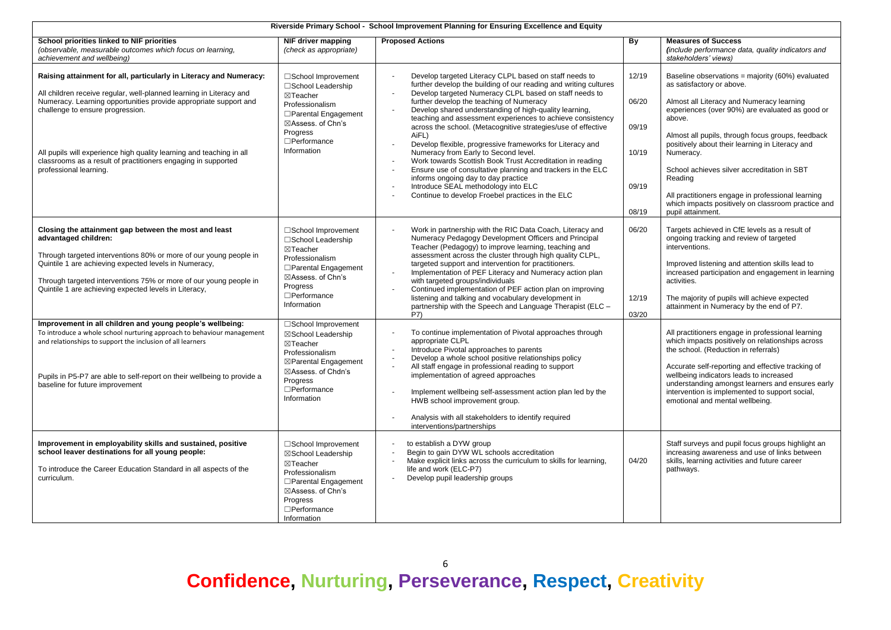| Riverside Primary School - School Improvement Planning for Ensuring Excellence and Equity | | | | |
|---|---|---|---|---|
| **School priorities linked to NIF priorities** *(observable, measurable outcomes which focus on learning, achievement and wellbeing)* | **NIF driver mapping** *(check as appropriate)* | **Proposed Actions** | **By** | **Measures of Success** *(include performance data, quality indicators and stakeholders' views)* |
| **Raising attainment for all, particularly in Literacy and Numeracy:**<br><br>All children receive regular, well-planned learning in Literacy and Numeracy. Learning opportunities provide appropriate support and challenge to ensure progression.<br><br>All pupils will experience high quality learning and teaching in all classrooms as a result of practitioners engaging in supported professional learning. | ☐School Improvement<br>☐School Leadership<br>☒Teacher Professionalism<br>☐Parental Engagement<br>☒Assess. of Chn's Progress<br>☐Performance Information | - Develop targeted Literacy CLPL based on staff needs to further develop the building of our reading and writing cultures<br>- Develop targeted Numeracy CLPL based on staff needs to further develop the teaching of Numeracy<br>- Develop shared understanding of high-quality learning, teaching and assessment experiences to achieve consistency across the school. (Metacognitive strategies/use of effective AiFL)<br>- Develop flexible, progressive frameworks for Literacy and Numeracy from Early to Second level.<br>- Work towards Scottish Book Trust Accreditation in reading<br>- Ensure use of consultative planning and trackers in the ELC informs ongoing day to day practice<br>- Introduce SEAL methodology into ELC<br>- Continue to develop Froebel practices in the ELC | 12/19<br><br>06/20<br><br>09/19<br><br>10/19<br><br>09/19<br><br>08/19 | Baseline observations = majority (60%) evaluated as satisfactory or above.<br><br>Almost all Literacy and Numeracy learning experiences (over 90%) are evaluated as good or above.<br><br>Almost all pupils, through focus groups, feedback positively about their learning in Literacy and Numeracy.<br><br>School achieves silver accreditation in SBT Reading<br><br>All practitioners engage in professional learning which impacts positively on classroom practice and pupil attainment. |
| **Closing the attainment gap between the most and least advantaged children:**<br><br>Through targeted interventions 80% or more of our young people in Quintile 1 are achieving expected levels in Numeracy,<br><br>Through targeted interventions 75% or more of our young people in Quintile 1 are achieving expected levels in Literacy, | ☐School Improvement<br>☐School Leadership<br>☒Teacher Professionalism<br>☐Parental Engagement<br>☒Assess. of Chn's Progress<br>☐Performance Information | - Work in partnership with the RIC Data Coach, Literacy and Numeracy Pedagogy Development Officers and Principal Teacher (Pedagogy) to improve learning, teaching and assessment across the cluster through high quality CLPL, targeted support and intervention for practitioners.<br>- Implementation of PEF Literacy and Numeracy action plan with targeted groups/individuals<br>- Continued implementation of PEF action plan on improving listening and talking and vocabulary development in partnership with the Speech and Language Therapist (ELC – P7) | 06/20<br><br>12/19<br><br>03/20 | Targets achieved in CfE levels as a result of ongoing tracking and review of targeted interventions.<br><br>Improved listening and attention skills lead to increased participation and engagement in learning activities.<br><br>The majority of pupils will achieve expected attainment in Numeracy by the end of P7. |
| **Improvement in all children and young people's wellbeing:**<br>To introduce a whole school nurturing approach to behaviour management and relationships to support the inclusion of all learners<br><br>Pupils in P5-P7 are able to self-report on their wellbeing to provide a baseline for future improvement | ☐School Improvement<br>☒School Leadership<br>☒Teacher Professionalism<br>☒Parental Engagement<br>☒Assess. of Chdn's Progress<br>☐Performance Information | - To continue implementation of Pivotal approaches through appropriate CLPL<br>- Introduce Pivotal approaches to parents<br>- Develop a whole school positive relationships policy<br>- All staff engage in professional reading to support implementation of agreed approaches<br>- Implement wellbeing self-assessment action plan led by the HWB school improvement group.<br>- Analysis with all stakeholders to identify required interventions/partnerships | | All practitioners engage in professional learning which impacts positively on relationships across the school. (Reduction in referrals)<br><br>Accurate self-reporting and effective tracking of wellbeing indicators leads to increased understanding amongst learners and ensures early intervention is implemented to support social, emotional and mental wellbeing. |
| **Improvement in employability skills and sustained, positive school leaver destinations for all young people:**<br><br>To introduce the Career Education Standard in all aspects of the curriculum. | ☐School Improvement<br>☒School Leadership<br>☒Teacher Professionalism<br>☐Parental Engagement<br>☒Assess. of Chn's Progress<br>☐Performance Information | - to establish a DYW group<br>- Begin to gain DYW WL schools accreditation<br>- Make explicit links across the curriculum to skills for learning, life and work (ELC-P7)<br>- Develop pupil leadership groups | 04/20 | Staff surveys and pupil focus groups highlight an increasing awareness and use of links between skills, learning activities and future career pathways. |

**Confidence, Nurturing, Perseverance, Respect, Creativity**